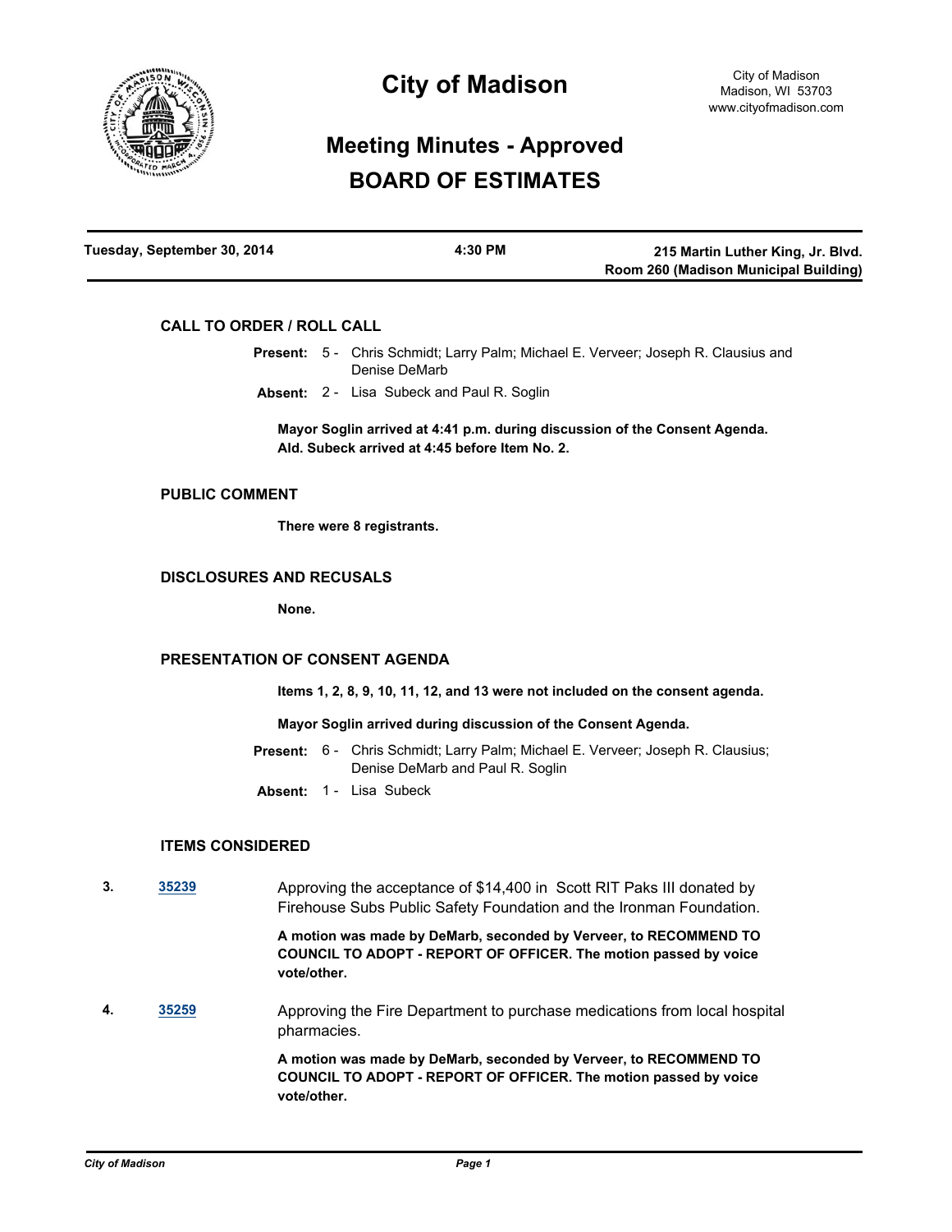# City of Madison

City of Madison
Madison, WI 53703
www.cityofmadison.com

## Meeting Minutes - Approved
## BOARD OF ESTIMATES

| Tuesday, September 30, 2014 | 4:30 PM | 215 Martin Luther King, Jr. Blvd. Room 260 (Madison Municipal Building) |
|---|---|---|

### CALL TO ORDER / ROLL CALL

**Present:** 5 - Chris Schmidt; Larry Palm; Michael E. Verveer; Joseph R. Clausius and Denise DeMarb

**Absent:** 2 - Lisa Subeck and Paul R. Soglin

**Mayor Soglin arrived at 4:41 p.m. during discussion of the Consent Agenda. Ald. Subeck arrived at 4:45 before Item No. 2.**

### PUBLIC COMMENT

**There were 8 registrants.**

### DISCLOSURES AND RECUSALS

**None.**

### PRESENTATION OF CONSENT AGENDA

**Items 1, 2, 8, 9, 10, 11, 12, and 13 were not included on the consent agenda.**

**Mayor Soglin arrived during discussion of the Consent Agenda.**

**Present:** 6 - Chris Schmidt; Larry Palm; Michael E. Verveer; Joseph R. Clausius; Denise DeMarb and Paul R. Soglin

**Absent:** 1 - Lisa Subeck

### ITEMS CONSIDERED

**3.** [35239](35239) Approving the acceptance of $14,400 in Scott RIT Paks III donated by Firehouse Subs Public Safety Foundation and the Ironman Foundation.

**A motion was made by DeMarb, seconded by Verveer, to RECOMMEND TO COUNCIL TO ADOPT - REPORT OF OFFICER. The motion passed by voice vote/other.**

**4.** [35259](35259) Approving the Fire Department to purchase medications from local hospital pharmacies.

**A motion was made by DeMarb, seconded by Verveer, to RECOMMEND TO COUNCIL TO ADOPT - REPORT OF OFFICER. The motion passed by voice vote/other.**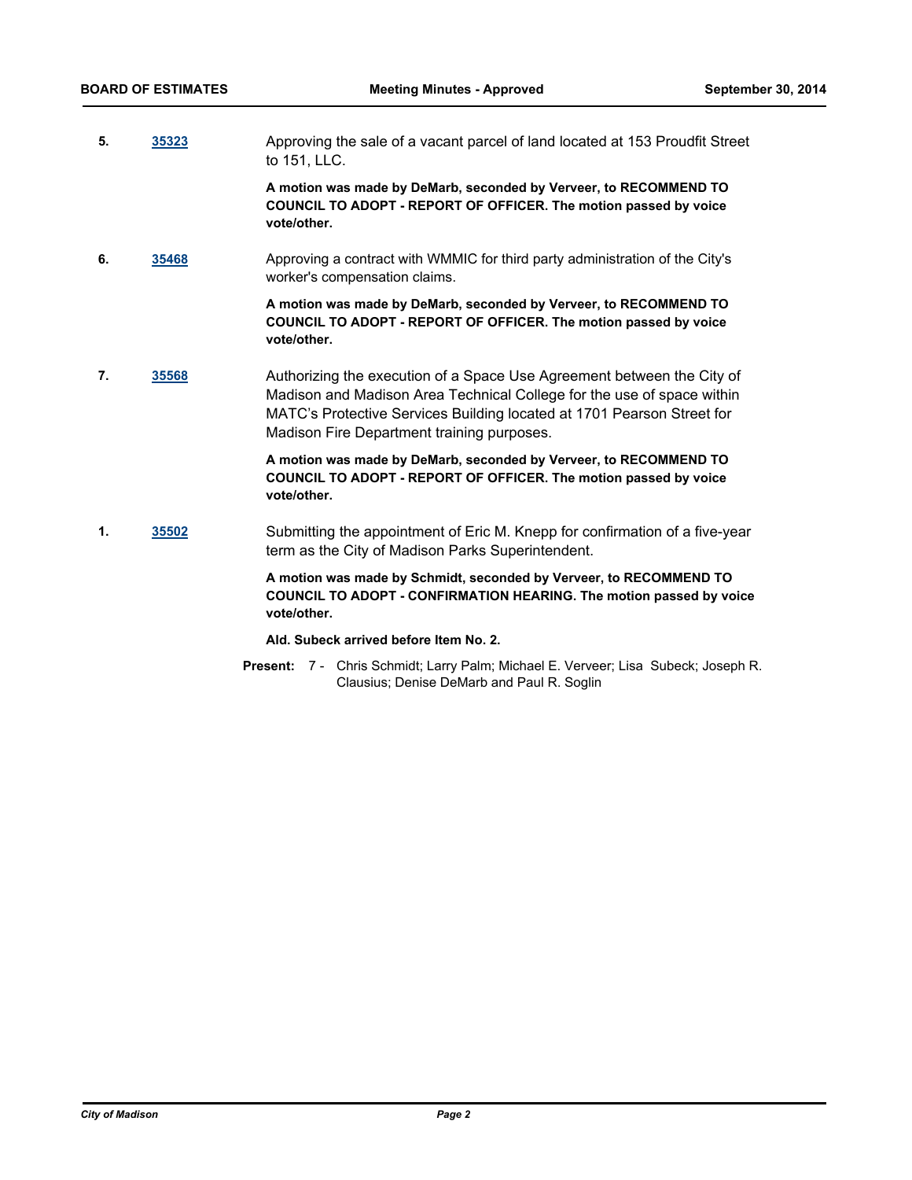5. **35323** Approving the sale of a vacant parcel of land located at 153 Proudfit Street to 151, LLC.

   **A motion was made by DeMarb, seconded by Verveer, to RECOMMEND TO COUNCIL TO ADOPT - REPORT OF OFFICER. The motion passed by voice vote/other.**

6. **35468** Approving a contract with WMMIC for third party administration of the City's worker's compensation claims.

   **A motion was made by DeMarb, seconded by Verveer, to RECOMMEND TO COUNCIL TO ADOPT - REPORT OF OFFICER. The motion passed by voice vote/other.**

7. **35568** Authorizing the execution of a Space Use Agreement between the City of Madison and Madison Area Technical College for the use of space within MATC's Protective Services Building located at 1701 Pearson Street for Madison Fire Department training purposes.

   **A motion was made by DeMarb, seconded by Verveer, to RECOMMEND TO COUNCIL TO ADOPT - REPORT OF OFFICER. The motion passed by voice vote/other.**

1. **35502** Submitting the appointment of Eric M. Knepp for confirmation of a five-year term as the City of Madison Parks Superintendent.

   **A motion was made by Schmidt, seconded by Verveer, to RECOMMEND TO COUNCIL TO ADOPT - CONFIRMATION HEARING. The motion passed by voice vote/other.**

   **Ald. Subeck arrived before Item No. 2.**

**Present:** 7 - Chris Schmidt; Larry Palm; Michael E. Verveer; Lisa Subeck; Joseph R. Clausius; Denise DeMarb and Paul R. Soglin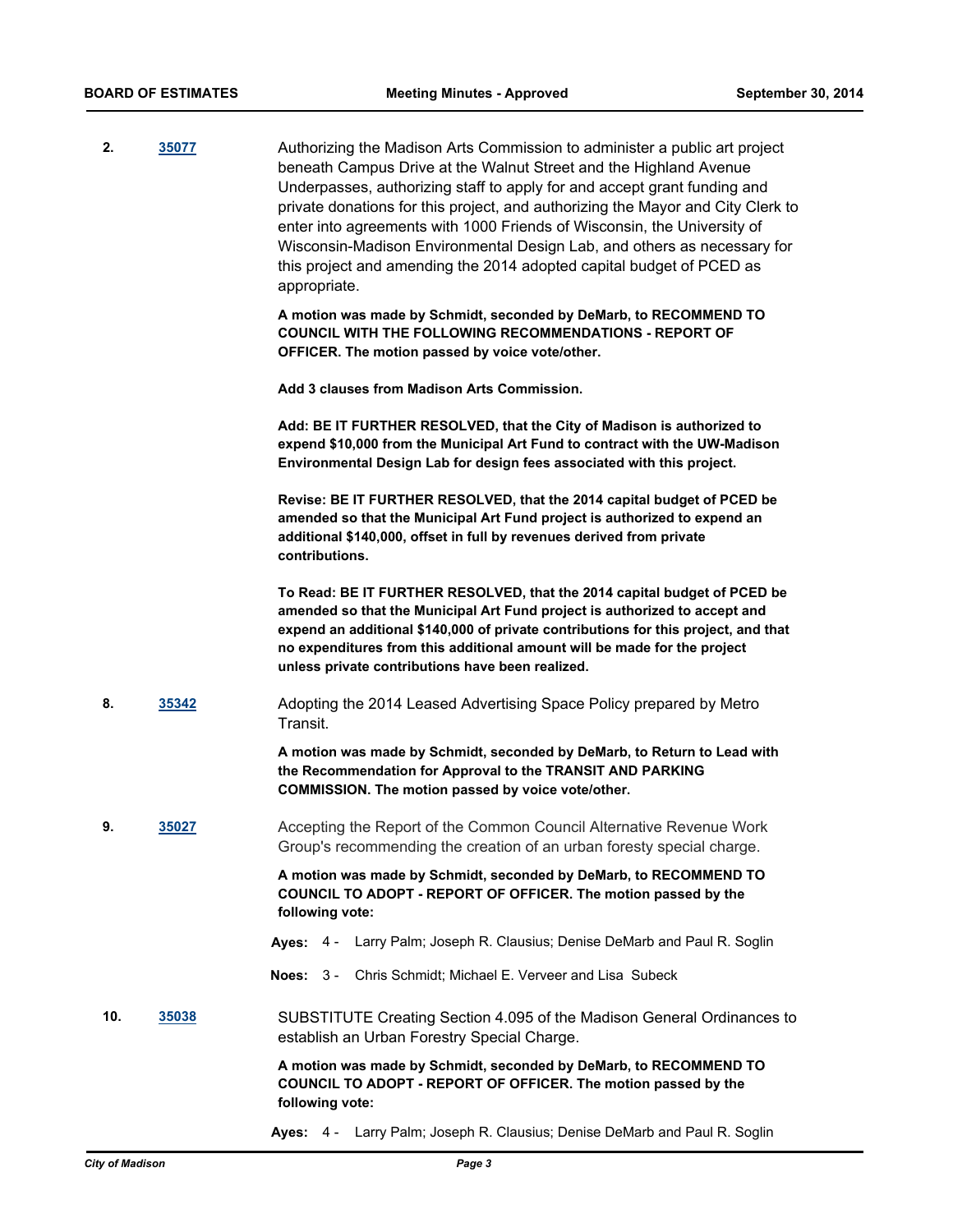**2.** **35077** Authorizing the Madison Arts Commission to administer a public art project beneath Campus Drive at the Walnut Street and the Highland Avenue Underpasses, authorizing staff to apply for and accept grant funding and private donations for this project, and authorizing the Mayor and City Clerk to enter into agreements with 1000 Friends of Wisconsin, the University of Wisconsin-Madison Environmental Design Lab, and others as necessary for this project and amending the 2014 adopted capital budget of PCED as appropriate.

**A motion was made by Schmidt, seconded by DeMarb, to RECOMMEND TO COUNCIL WITH THE FOLLOWING RECOMMENDATIONS - REPORT OF OFFICER. The motion passed by voice vote/other.**

**Add 3 clauses from Madison Arts Commission.**

**Add: BE IT FURTHER RESOLVED, that the City of Madison is authorized to expend $10,000 from the Municipal Art Fund to contract with the UW-Madison Environmental Design Lab for design fees associated with this project.**

**Revise: BE IT FURTHER RESOLVED, that the 2014 capital budget of PCED be amended so that the Municipal Art Fund project is authorized to expend an additional $140,000, offset in full by revenues derived from private contributions.**

**To Read: BE IT FURTHER RESOLVED, that the 2014 capital budget of PCED be amended so that the Municipal Art Fund project is authorized to accept and expend an additional $140,000 of private contributions for this project, and that no expenditures from this additional amount will be made for the project unless private contributions have been realized.**

**8.** **35342** Adopting the 2014 Leased Advertising Space Policy prepared by Metro Transit.

**A motion was made by Schmidt, seconded by DeMarb, to Return to Lead with the Recommendation for Approval to the TRANSIT AND PARKING COMMISSION. The motion passed by voice vote/other.**

**9.** **35027** Accepting the Report of the Common Council Alternative Revenue Work Group's recommending the creation of an urban foresty special charge.

**A motion was made by Schmidt, seconded by DeMarb, to RECOMMEND TO COUNCIL TO ADOPT - REPORT OF OFFICER. The motion passed by the following vote:**

**Ayes:** 4 - Larry Palm; Joseph R. Clausius; Denise DeMarb and Paul R. Soglin

**Noes:** 3 - Chris Schmidt; Michael E. Verveer and Lisa Subeck

**10.** **35038** SUBSTITUTE Creating Section 4.095 of the Madison General Ordinances to establish an Urban Forestry Special Charge.

**A motion was made by Schmidt, seconded by DeMarb, to RECOMMEND TO COUNCIL TO ADOPT - REPORT OF OFFICER. The motion passed by the following vote:**

**Ayes:** 4 - Larry Palm; Joseph R. Clausius; Denise DeMarb and Paul R. Soglin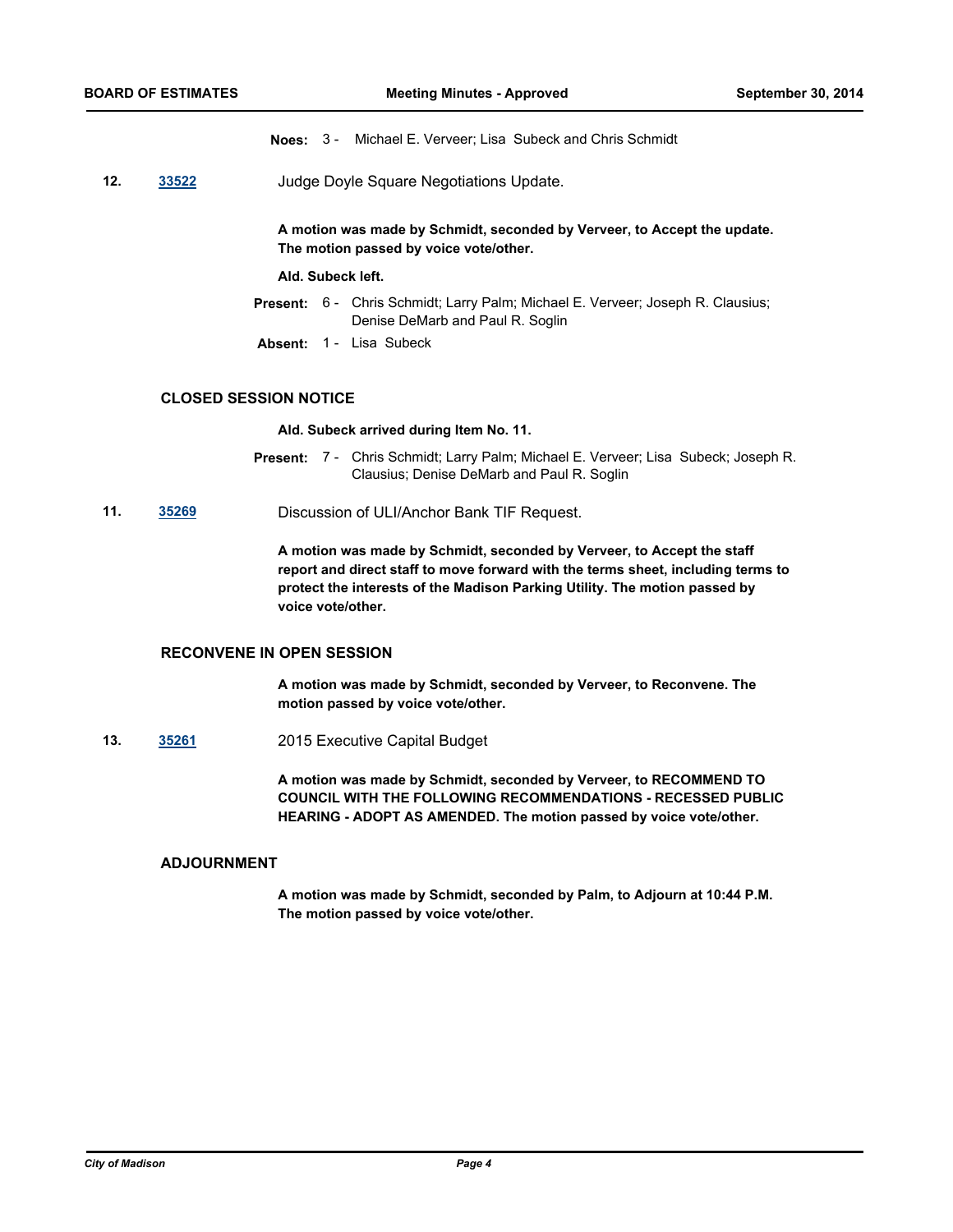**Noes:** 3 - Michael E. Verveer; Lisa Subeck and Chris Schmidt

**12.** **33522** Judge Doyle Square Negotiations Update.

**A motion was made by Schmidt, seconded by Verveer, to Accept the update. The motion passed by voice vote/other.**

**Ald. Subeck left.**

**Present:** 6 - Chris Schmidt; Larry Palm; Michael E. Verveer; Joseph R. Clausius; Denise DeMarb and Paul R. Soglin

**Absent:** 1 - Lisa Subeck

## CLOSED SESSION NOTICE

**Ald. Subeck arrived during Item No. 11.**

**Present:** 7 - Chris Schmidt; Larry Palm; Michael E. Verveer; Lisa Subeck; Joseph R. Clausius; Denise DeMarb and Paul R. Soglin

**11.** **35269** Discussion of ULI/Anchor Bank TIF Request.

**A motion was made by Schmidt, seconded by Verveer, to Accept the staff report and direct staff to move forward with the terms sheet, including terms to protect the interests of the Madison Parking Utility. The motion passed by voice vote/other.**

## RECONVENE IN OPEN SESSION

**A motion was made by Schmidt, seconded by Verveer, to Reconvene. The motion passed by voice vote/other.**

**13.** **35261** 2015 Executive Capital Budget

**A motion was made by Schmidt, seconded by Verveer, to RECOMMEND TO COUNCIL WITH THE FOLLOWING RECOMMENDATIONS - RECESSED PUBLIC HEARING - ADOPT AS AMENDED. The motion passed by voice vote/other.**

## ADJOURNMENT

**A motion was made by Schmidt, seconded by Palm, to Adjourn at 10:44 P.M. The motion passed by voice vote/other.**